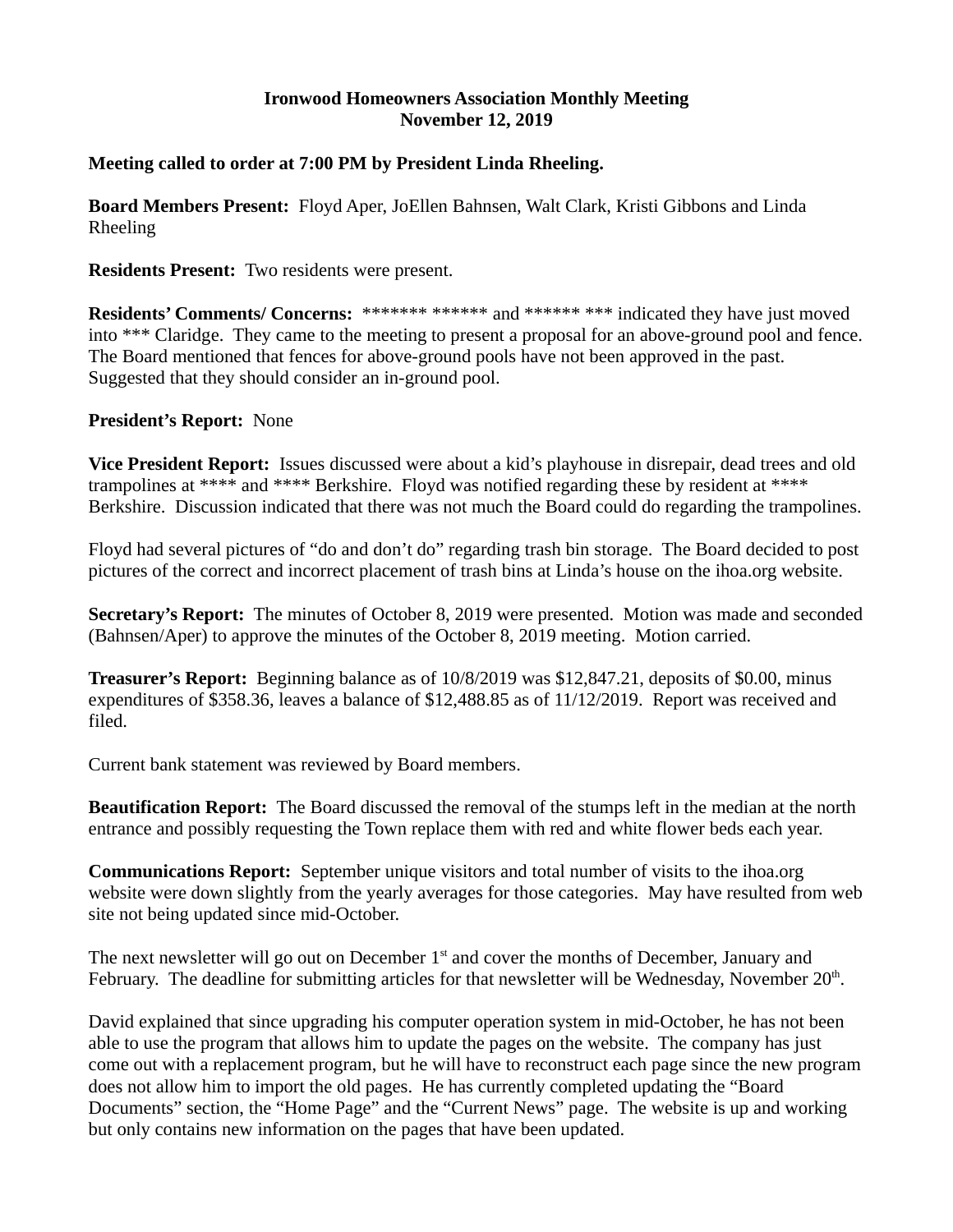**Ironwood Homeowners Association Monthly Meeting**
**November 12, 2019**

**Meeting called to order at 7:00 PM by President Linda Rheeling.**

**Board Members Present:** Floyd Aper, JoEllen Bahnsen, Walt Clark, Kristi Gibbons and Linda Rheeling

**Residents Present:** Two residents were present.

**Residents' Comments/ Concerns:** ******* ****** and ****** *** indicated they have just moved into *** Claridge. They came to the meeting to present a proposal for an above-ground pool and fence. The Board mentioned that fences for above-ground pools have not been approved in the past. Suggested that they should consider an in-ground pool.

**President's Report:** None

**Vice President Report:** Issues discussed were about a kid's playhouse in disrepair, dead trees and old trampolines at **** and **** Berkshire. Floyd was notified regarding these by resident at **** Berkshire. Discussion indicated that there was not much the Board could do regarding the trampolines.

Floyd had several pictures of "do and don't do" regarding trash bin storage. The Board decided to post pictures of the correct and incorrect placement of trash bins at Linda's house on the ihoa.org website.

**Secretary's Report:** The minutes of October 8, 2019 were presented. Motion was made and seconded (Bahnsen/Aper) to approve the minutes of the October 8, 2019 meeting. Motion carried.

**Treasurer's Report:** Beginning balance as of 10/8/2019 was $12,847.21, deposits of $0.00, minus expenditures of $358.36, leaves a balance of $12,488.85 as of 11/12/2019. Report was received and filed.

Current bank statement was reviewed by Board members.

**Beautification Report:** The Board discussed the removal of the stumps left in the median at the north entrance and possibly requesting the Town replace them with red and white flower beds each year.

**Communications Report:** September unique visitors and total number of visits to the ihoa.org website were down slightly from the yearly averages for those categories. May have resulted from web site not being updated since mid-October.

The next newsletter will go out on December 1st and cover the months of December, January and February. The deadline for submitting articles for that newsletter will be Wednesday, November 20th.

David explained that since upgrading his computer operation system in mid-October, he has not been able to use the program that allows him to update the pages on the website. The company has just come out with a replacement program, but he will have to reconstruct each page since the new program does not allow him to import the old pages. He has currently completed updating the "Board Documents" section, the "Home Page" and the "Current News" page. The website is up and working but only contains new information on the pages that have been updated.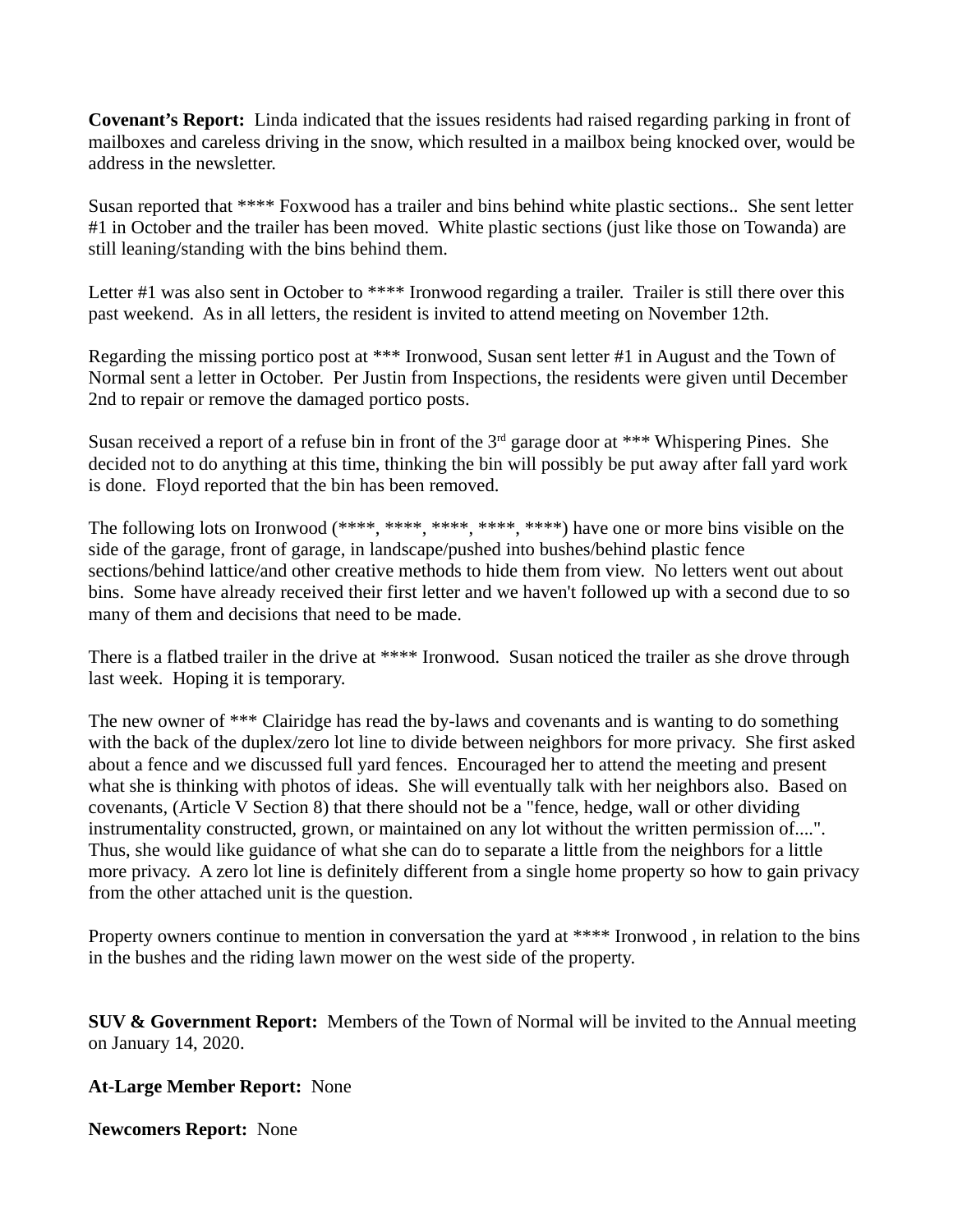**Covenant's Report:** Linda indicated that the issues residents had raised regarding parking in front of mailboxes and careless driving in the snow, which resulted in a mailbox being knocked over, would be address in the newsletter.

Susan reported that **** Foxwood has a trailer and bins behind white plastic sections.. She sent letter #1 in October and the trailer has been moved. White plastic sections (just like those on Towanda) are still leaning/standing with the bins behind them.

Letter #1 was also sent in October to **** Ironwood regarding a trailer. Trailer is still there over this past weekend. As in all letters, the resident is invited to attend meeting on November 12th.

Regarding the missing portico post at *** Ironwood, Susan sent letter #1 in August and the Town of Normal sent a letter in October. Per Justin from Inspections, the residents were given until December 2nd to repair or remove the damaged portico posts.

Susan received a report of a refuse bin in front of the 3rd garage door at *** Whispering Pines. She decided not to do anything at this time, thinking the bin will possibly be put away after fall yard work is done. Floyd reported that the bin has been removed.

The following lots on Ironwood (****, ****, ****, ****, ****) have one or more bins visible on the side of the garage, front of garage, in landscape/pushed into bushes/behind plastic fence sections/behind lattice/and other creative methods to hide them from view. No letters went out about bins. Some have already received their first letter and we haven't followed up with a second due to so many of them and decisions that need to be made.

There is a flatbed trailer in the drive at **** Ironwood. Susan noticed the trailer as she drove through last week. Hoping it is temporary.

The new owner of *** Clairidge has read the by-laws and covenants and is wanting to do something with the back of the duplex/zero lot line to divide between neighbors for more privacy. She first asked about a fence and we discussed full yard fences. Encouraged her to attend the meeting and present what she is thinking with photos of ideas. She will eventually talk with her neighbors also. Based on covenants, (Article V Section 8) that there should not be a "fence, hedge, wall or other dividing instrumentality constructed, grown, or maintained on any lot without the written permission of....". Thus, she would like guidance of what she can do to separate a little from the neighbors for a little more privacy. A zero lot line is definitely different from a single home property so how to gain privacy from the other attached unit is the question.

Property owners continue to mention in conversation the yard at **** Ironwood , in relation to the bins in the bushes and the riding lawn mower on the west side of the property.

**SUV & Government Report:** Members of the Town of Normal will be invited to the Annual meeting on January 14, 2020.

**At-Large Member Report:** None

**Newcomers Report:** None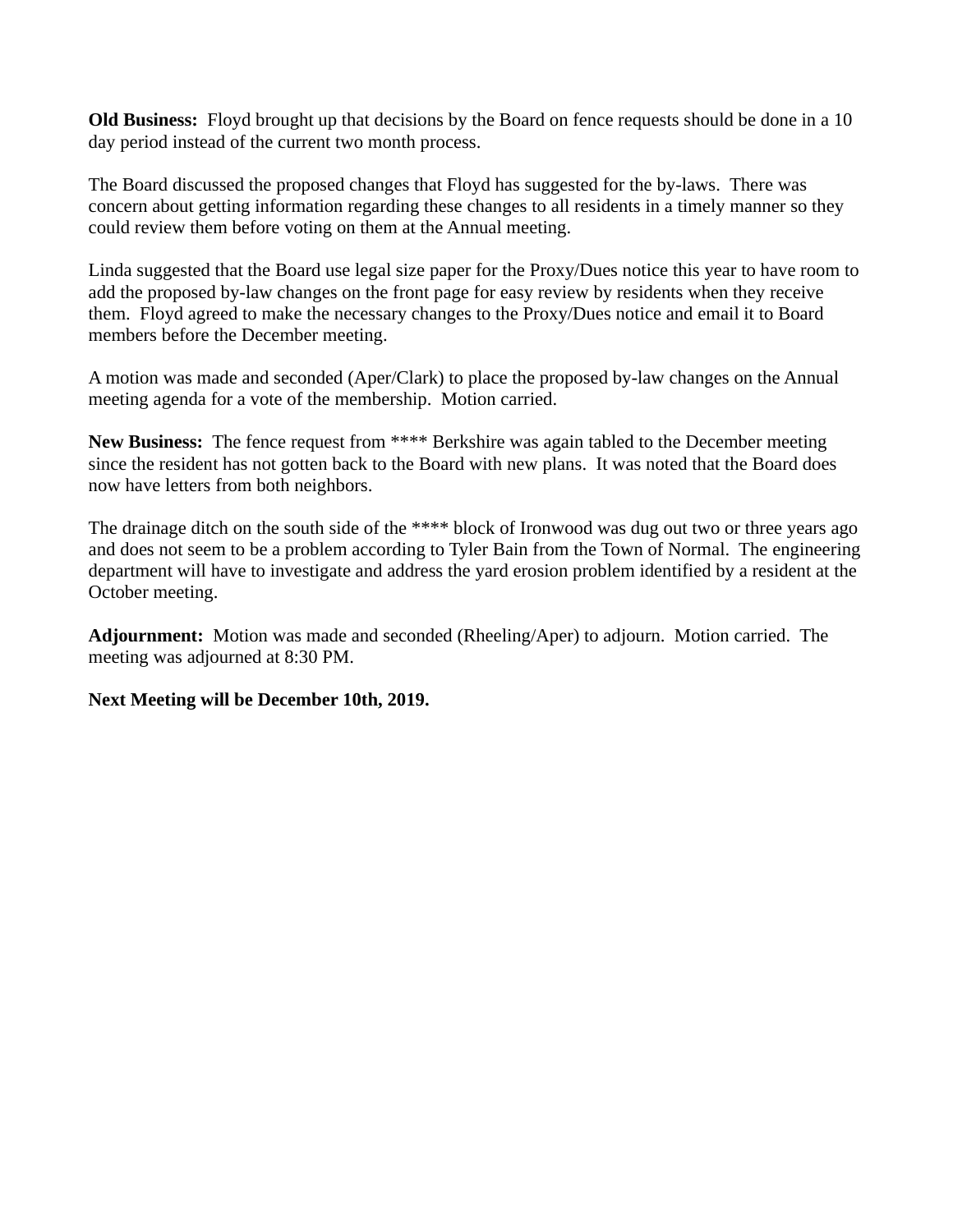**Old Business:** Floyd brought up that decisions by the Board on fence requests should be done in a 10 day period instead of the current two month process.

The Board discussed the proposed changes that Floyd has suggested for the by-laws. There was concern about getting information regarding these changes to all residents in a timely manner so they could review them before voting on them at the Annual meeting.

Linda suggested that the Board use legal size paper for the Proxy/Dues notice this year to have room to add the proposed by-law changes on the front page for easy review by residents when they receive them. Floyd agreed to make the necessary changes to the Proxy/Dues notice and email it to Board members before the December meeting.

A motion was made and seconded (Aper/Clark) to place the proposed by-law changes on the Annual meeting agenda for a vote of the membership. Motion carried.

**New Business:** The fence request from **** Berkshire was again tabled to the December meeting since the resident has not gotten back to the Board with new plans. It was noted that the Board does now have letters from both neighbors.

The drainage ditch on the south side of the **** block of Ironwood was dug out two or three years ago and does not seem to be a problem according to Tyler Bain from the Town of Normal. The engineering department will have to investigate and address the yard erosion problem identified by a resident at the October meeting.

**Adjournment:** Motion was made and seconded (Rheeling/Aper) to adjourn. Motion carried. The meeting was adjourned at 8:30 PM.

**Next Meeting will be December 10th, 2019.**